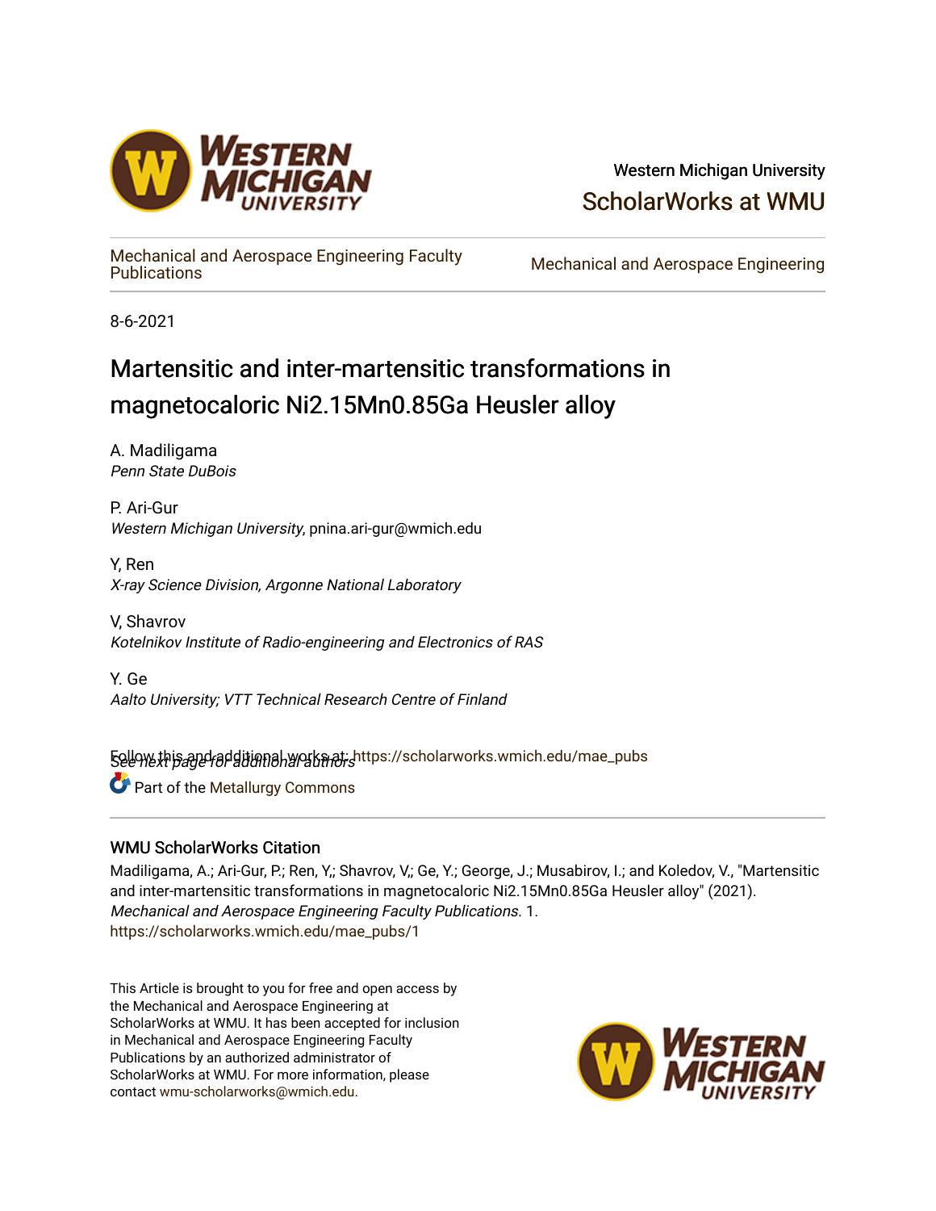Western Michigan University

ScholarWorks at WMU

Mechanical and Aerospace Engineering Faculty Publications

Mechanical and Aerospace Engineering

8-6-2021

# Martensitic and inter-martensitic transformations in magnetocaloric Ni2.15Mn0.85Ga Heusler alloy

A. Madiligama
*Penn State DuBois*

P. Ari-Gur
*Western Michigan University*, pnina.ari-gur@wmich.edu

Y, Ren
*X-ray Science Division, Argonne National Laboratory*

V, Shavrov
*Kotelnikov Institute of Radio-engineering and Electronics of RAS*

Y. Ge
*Aalto University; VTT Technical Research Centre of Finland*

*See next page for additional authors*

Follow this and additional works at: https://scholarworks.wmich.edu/mae_pubs

Part of the Metallurgy Commons

## WMU ScholarWorks Citation

Madiligama, A.; Ari-Gur, P.; Ren, Y.; Shavrov, V,; Ge, Y.; George, J.; Musabirov, I.; and Koledov, V., "Martensitic and inter-martensitic transformations in magnetocaloric Ni2.15Mn0.85Ga Heusler alloy" (2021). *Mechanical and Aerospace Engineering Faculty Publications*. 1.
https://scholarworks.wmich.edu/mae_pubs/1

This Article is brought to you for free and open access by the Mechanical and Aerospace Engineering at ScholarWorks at WMU. It has been accepted for inclusion in Mechanical and Aerospace Engineering Faculty Publications by an authorized administrator of ScholarWorks at WMU. For more information, please contact wmu-scholarworks@wmich.edu.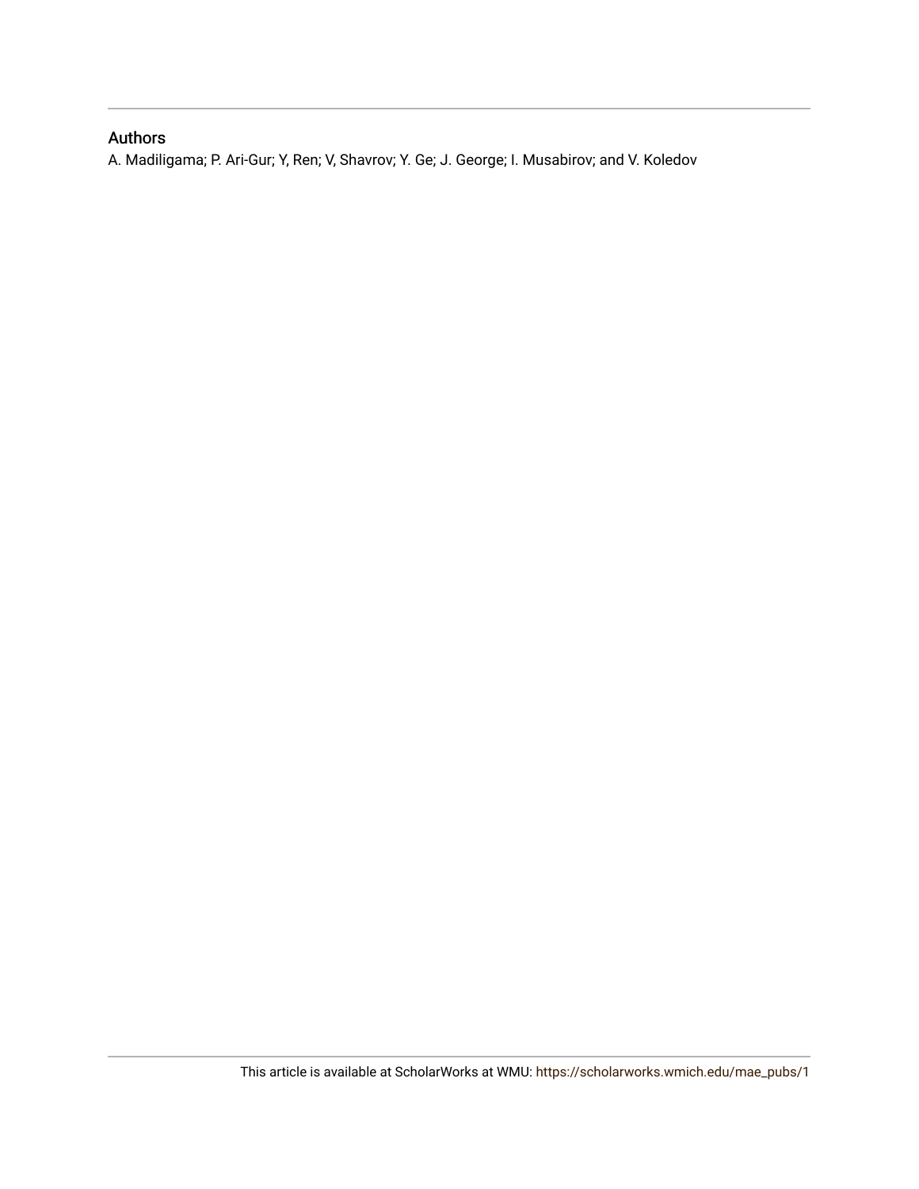## Authors

A. Madiligama; P. Ari-Gur; Y, Ren; V, Shavrov; Y. Ge; J. George; I. Musabirov; and V. Koledov

This article is available at ScholarWorks at WMU: https://scholarworks.wmich.edu/mae_pubs/1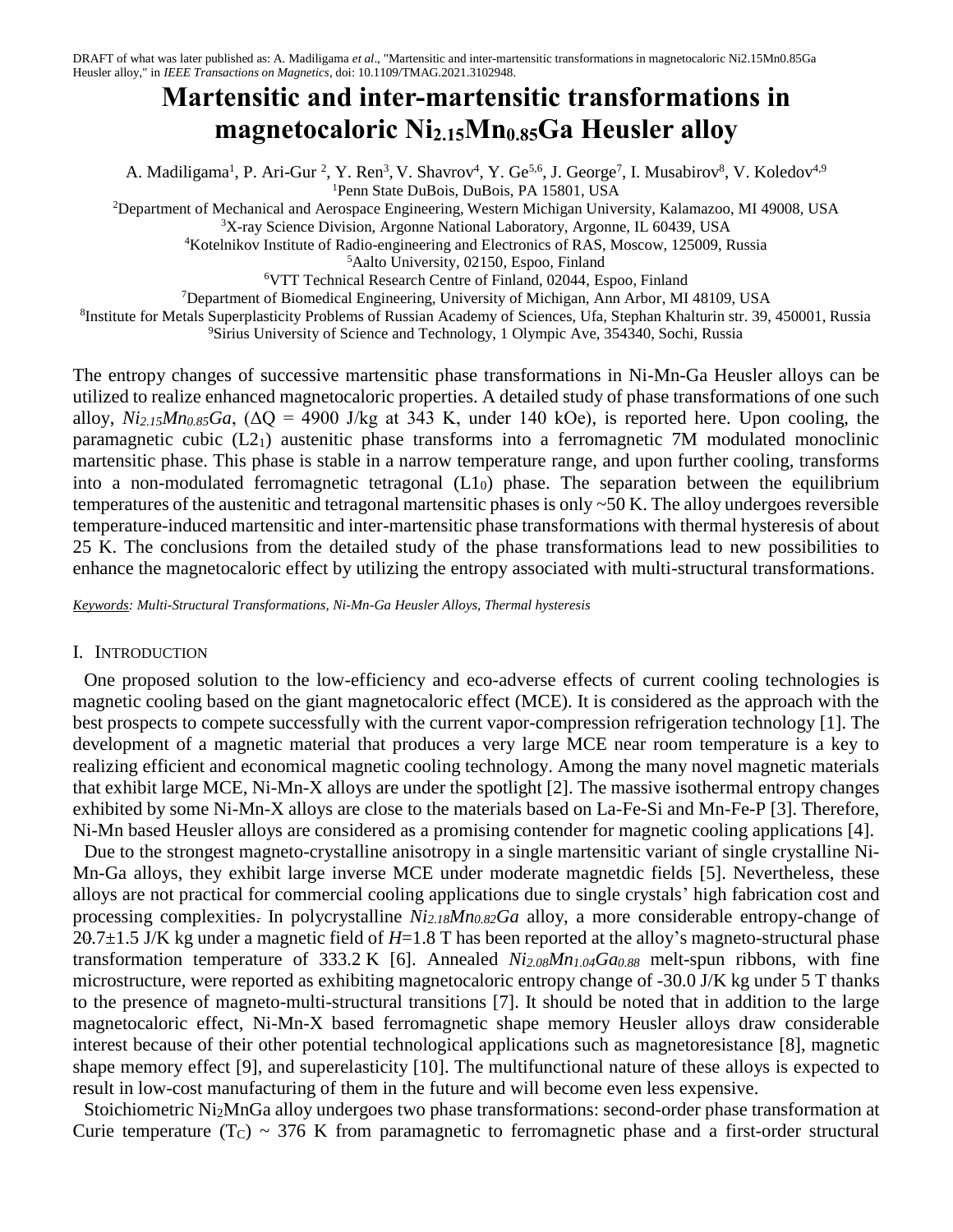DRAFT of what was later published as: A. Madiligama *et al*., "Martensitic and inter-martensitic transformations in magnetocaloric Ni2.15Mn0.85Ga Heusler alloy," in *IEEE Transactions on Magnetics*, doi: 10.1109/TMAG.2021.3102948.

# Martensitic and inter-martensitic transformations in magnetocaloric $Ni_{2.15}Mn_{0.85}Ga$ Heusler alloy

A. Madiligama[1], P. Ari-Gur [2], Y. Ren[3], V. Shavrov[4], Y. Ge[5,6], J. George[7], I. Musabirov[8], V. Koledov[4,9]

[1]Penn State DuBois, DuBois, PA 15801, USA
[2]Department of Mechanical and Aerospace Engineering, Western Michigan University, Kalamazoo, MI 49008, USA
[3]X-ray Science Division, Argonne National Laboratory, Argonne, IL 60439, USA
[4]Kotelnikov Institute of Radio-engineering and Electronics of RAS, Moscow, 125009, Russia
[5]Aalto University, 02150, Espoo, Finland
[6]VTT Technical Research Centre of Finland, 02044, Espoo, Finland
[7]Department of Biomedical Engineering, University of Michigan, Ann Arbor, MI 48109, USA
[8]Institute for Metals Superplasticity Problems of Russian Academy of Sciences, Ufa, Stephan Khalturin str. 39, 450001, Russia
[9]Sirius University of Science and Technology, 1 Olympic Ave, 354340, Sochi, Russia

The entropy changes of successive martensitic phase transformations in Ni-Mn-Ga Heusler alloys can be utilized to realize enhanced magnetocaloric properties. A detailed study of phase transformations of one such alloy, $Ni_{2.15}Mn_{0.85}Ga$, ($\Delta Q$ = 4900 J/kg at 343 K, under 140 kOe), is reported here. Upon cooling, the paramagnetic cubic ($L2_1$) austenitic phase transforms into a ferromagnetic 7M modulated monoclinic martensitic phase. This phase is stable in a narrow temperature range, and upon further cooling, transforms into a non-modulated ferromagnetic tetragonal ($L1_0$) phase. The separation between the equilibrium temperatures of the austenitic and tetragonal martensitic phases is only ~50 K. The alloy undergoes reversible temperature-induced martensitic and inter-martensitic phase transformations with thermal hysteresis of about 25 K. The conclusions from the detailed study of the phase transformations lead to new possibilities to enhance the magnetocaloric effect by utilizing the entropy associated with multi-structural transformations.

*Keywords: Multi-Structural Transformations, Ni-Mn-Ga Heusler Alloys, Thermal hysteresis*

## I. Introduction

One proposed solution to the low-efficiency and eco-adverse effects of current cooling technologies is magnetic cooling based on the giant magnetocaloric effect (MCE). It is considered as the approach with the best prospects to compete successfully with the current vapor-compression refrigeration technology [1]. The development of a magnetic material that produces a very large MCE near room temperature is a key to realizing efficient and economical magnetic cooling technology. Among the many novel magnetic materials that exhibit large MCE, Ni-Mn-X alloys are under the spotlight [2]. The massive isothermal entropy changes exhibited by some Ni-Mn-X alloys are close to the materials based on La-Fe-Si and Mn-Fe-P [3]. Therefore, Ni-Mn based Heusler alloys are considered as a promising contender for magnetic cooling applications [4].

Due to the strongest magneto-crystalline anisotropy in a single martensitic variant of single crystalline Ni-Mn-Ga alloys, they exhibit large inverse MCE under moderate magnetdic fields [5]. Nevertheless, these alloys are not practical for commercial cooling applications due to single crystals' high fabrication cost and processing complexities. In polycrystalline $Ni_{2.18}Mn_{0.82}Ga$ alloy, a more considerable entropy-change of 20.7±1.5 J/K kg under a magnetic field of $H$=1.8 T has been reported at the alloy's magneto-structural phase transformation temperature of 333.2 K [6]. Annealed $Ni_{2.08}Mn_{1.04}Ga_{0.88}$ melt-spun ribbons, with fine microstructure, were reported as exhibiting magnetocaloric entropy change of -30.0 J/K kg under 5 T thanks to the presence of magneto-multi-structural transitions [7]. It should be noted that in addition to the large magnetocaloric effect, Ni-Mn-X based ferromagnetic shape memory Heusler alloys draw considerable interest because of their other potential technological applications such as magnetoresistance [8], magnetic shape memory effect [9], and superelasticity [10]. The multifunctional nature of these alloys is expected to result in low-cost manufacturing of them in the future and will become even less expensive.

Stoichiometric $Ni_2MnGa$ alloy undergoes two phase transformations: second-order phase transformation at Curie temperature ($T_C$) ~ 376 K from paramagnetic to ferromagnetic phase and a first-order structural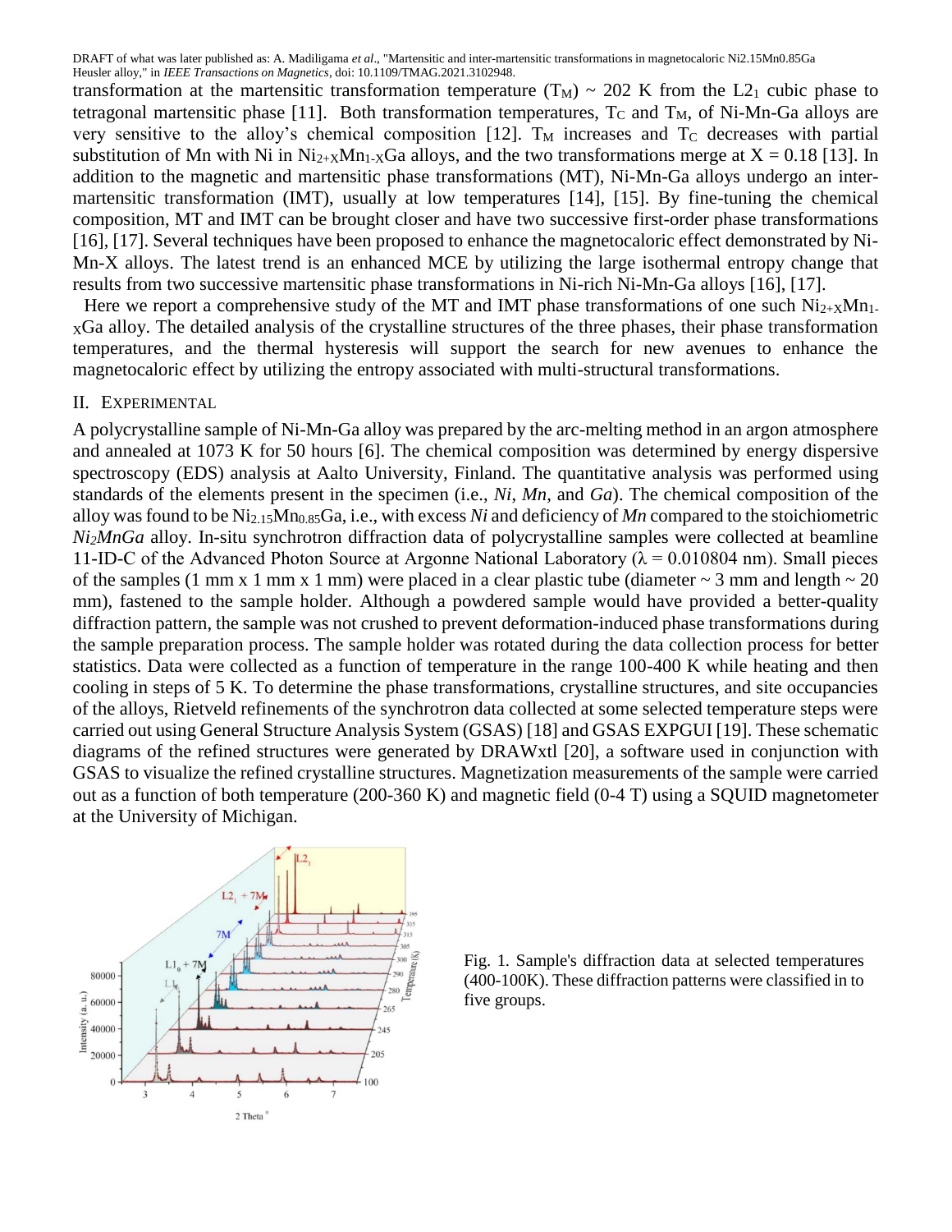transformation at the martensitic transformation temperature ($T_M$) ~ 202 K from the $L2_1$ cubic phase to tetragonal martensitic phase [11]. Both transformation temperatures, $T_C$ and $T_M$, of Ni-Mn-Ga alloys are very sensitive to the alloy's chemical composition [12]. $T_M$ increases and $T_C$ decreases with partial substitution of Mn with Ni in $Ni_{2+X}Mn_{1-X}Ga$ alloys, and the two transformations merge at X = 0.18 [13]. In addition to the magnetic and martensitic phase transformations (MT), Ni-Mn-Ga alloys undergo an inter-martensitic transformation (IMT), usually at low temperatures [14], [15]. By fine-tuning the chemical composition, MT and IMT can be brought closer and have two successive first-order phase transformations [16], [17]. Several techniques have been proposed to enhance the magnetocaloric effect demonstrated by Ni-Mn-X alloys. The latest trend is an enhanced MCE by utilizing the large isothermal entropy change that results from two successive martensitic phase transformations in Ni-rich Ni-Mn-Ga alloys [16], [17].

Here we report a comprehensive study of the MT and IMT phase transformations of one such $Ni_{2+X}Mn_{1-X}Ga$ alloy. The detailed analysis of the crystalline structures of the three phases, their phase transformation temperatures, and the thermal hysteresis will support the search for new avenues to enhance the magnetocaloric effect by utilizing the entropy associated with multi-structural transformations.

## II. Experimental

A polycrystalline sample of Ni-Mn-Ga alloy was prepared by the arc-melting method in an argon atmosphere and annealed at 1073 K for 50 hours [6]. The chemical composition was determined by energy dispersive spectroscopy (EDS) analysis at Aalto University, Finland. The quantitative analysis was performed using standards of the elements present in the specimen (i.e., *Ni*, *Mn*, and *Ga*). The chemical composition of the alloy was found to be $Ni_{2.15}Mn_{0.85}Ga$, i.e., with excess *Ni* and deficiency of *Mn* compared to the stoichiometric $Ni_2MnGa$ alloy. In-situ synchrotron diffraction data of polycrystalline samples were collected at beamline 11-ID-C of the Advanced Photon Source at Argonne National Laboratory ($\lambda$ = 0.010804 nm). Small pieces of the samples (1 mm x 1 mm x 1 mm) were placed in a clear plastic tube (diameter ~ 3 mm and length ~ 20 mm), fastened to the sample holder. Although a powdered sample would have provided a better-quality diffraction pattern, the sample was not crushed to prevent deformation-induced phase transformations during the sample preparation process. The sample holder was rotated during the data collection process for better statistics. Data were collected as a function of temperature in the range 100-400 K while heating and then cooling in steps of 5 K. To determine the phase transformations, crystalline structures, and site occupancies of the alloys, Rietveld refinements of the synchrotron data collected at some selected temperature steps were carried out using General Structure Analysis System (GSAS) [18] and GSAS EXPGUI [19]. These schematic diagrams of the refined structures were generated by DRAWxtl [20], a software used in conjunction with GSAS to visualize the refined crystalline structures. Magnetization measurements of the sample were carried out as a function of both temperature (200-360 K) and magnetic field (0-4 T) using a SQUID magnetometer at the University of Michigan.

Fig. 1. Sample's diffraction data at selected temperatures (400-100K). These diffraction patterns were classified in to five groups.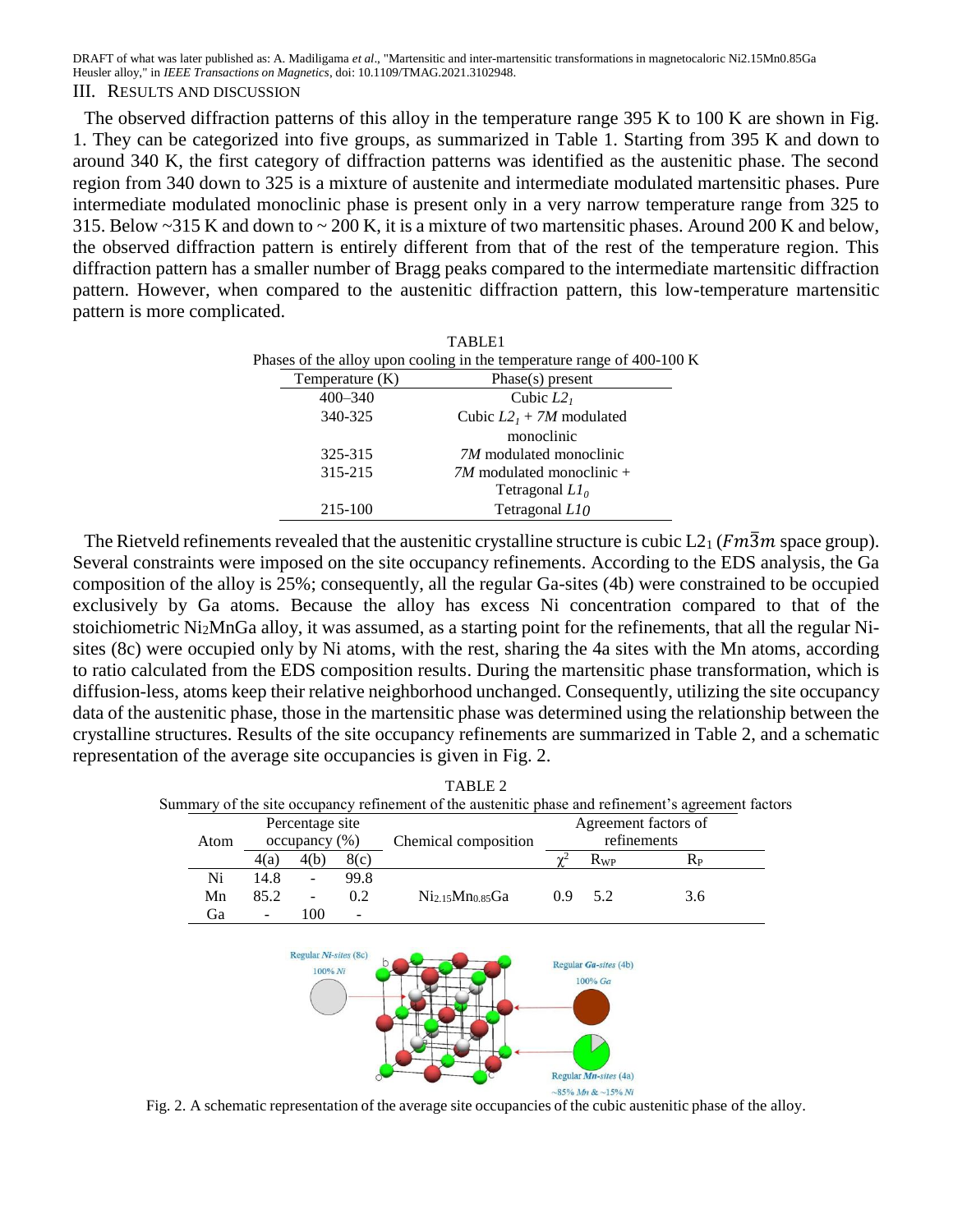## III. Results and Discussion

The observed diffraction patterns of this alloy in the temperature range 395 K to 100 K are shown in Fig. 1. They can be categorized into five groups, as summarized in Table 1. Starting from 395 K and down to around 340 K, the first category of diffraction patterns was identified as the austenitic phase. The second region from 340 down to 325 is a mixture of austenite and intermediate modulated martensitic phases. Pure intermediate modulated monoclinic phase is present only in a very narrow temperature range from 325 to 315. Below ~315 K and down to ~ 200 K, it is a mixture of two martensitic phases. Around 200 K and below, the observed diffraction pattern is entirely different from that of the rest of the temperature region. This diffraction pattern has a smaller number of Bragg peaks compared to the intermediate martensitic diffraction pattern. However, when compared to the austenitic diffraction pattern, this low-temperature martensitic pattern is more complicated.

TABLE1

Phases of the alloy upon cooling in the temperature range of 400-100 K

| Temperature (K) | Phase(s) present |
|---|---|
| 400–340 | Cubic $L2_1$ |
| 340-325 | Cubic $L2_1$ + *7M* modulated monoclinic |
| 325-315 | *7M* modulated monoclinic |
| 315-215 | *7M* modulated monoclinic + Tetragonal $L1_0$ |
| 215-100 | Tetragonal $L1_0$ |

The Rietveld refinements revealed that the austenitic crystalline structure is cubic $L2_1$ ($Fm\bar{3}m$ space group). Several constraints were imposed on the site occupancy refinements. According to the EDS analysis, the Ga composition of the alloy is 25%; consequently, all the regular Ga-sites (4b) were constrained to be occupied exclusively by Ga atoms. Because the alloy has excess Ni concentration compared to that of the stoichiometric $Ni_2MnGa$ alloy, it was assumed, as a starting point for the refinements, that all the regular Ni-sites (8c) were occupied only by Ni atoms, with the rest, sharing the 4a sites with the Mn atoms, according to ratio calculated from the EDS composition results. During the martensitic phase transformation, which is diffusion-less, atoms keep their relative neighborhood unchanged. Consequently, utilizing the site occupancy data of the austenitic phase, those in the martensitic phase was determined using the relationship between the crystalline structures. Results of the site occupancy refinements are summarized in Table 2, and a schematic representation of the average site occupancies is given in Fig. 2.

TABLE 2

Summary of the site occupancy refinement of the austenitic phase and refinement's agreement factors

| Atom | Percentage site occupancy (%) | | | Chemical composition | Agreement factors of refinements | | |
|---|---|---|---|---|---|---|---|
| | 4(a) | 4(b) | 8(c) | | $\chi^2$ | $R_{WP}$ | $R_P$ |
| Ni | 14.8 | - | 99.8 | | | | |
| Mn | 85.2 | - | 0.2 | $Ni_{2.15}Mn_{0.85}Ga$ | 0.9 | 5.2 | 3.6 |
| Ga | - | 100 | - | | | | |

Fig. 2. A schematic representation of the average site occupancies of the cubic austenitic phase of the alloy.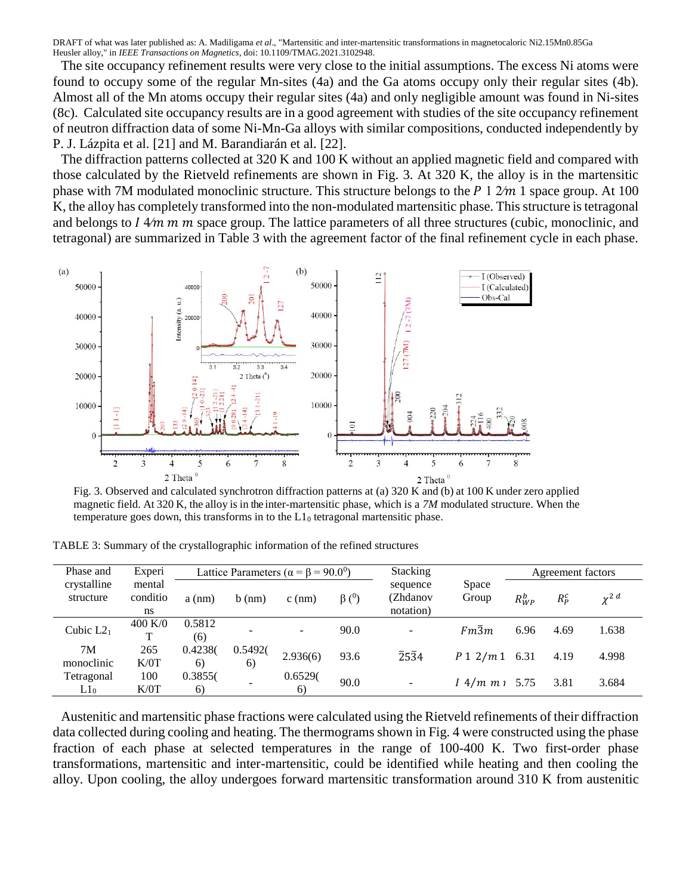The site occupancy refinement results were very close to the initial assumptions. The excess Ni atoms were found to occupy some of the regular Mn-sites (4a) and the Ga atoms occupy only their regular sites (4b). Almost all of the Mn atoms occupy their regular sites (4a) and only negligible amount was found in Ni-sites (8c). Calculated site occupancy results are in a good agreement with studies of the site occupancy refinement of neutron diffraction data of some Ni-Mn-Ga alloys with similar compositions, conducted independently by P. J. Lázpita et al. [21] and M. Barandiarán et al. [22].

The diffraction patterns collected at 320 K and 100 K without an applied magnetic field and compared with those calculated by the Rietveld refinements are shown in Fig. 3. At 320 K, the alloy is in the martensitic phase with 7M modulated monoclinic structure. This structure belongs to the $P\ 1\ 2/m\ 1$ space group. At 100 K, the alloy has completely transformed into the non-modulated martensitic phase. This structure is tetragonal and belongs to $I\ 4/m\ m\ m$ space group. The lattice parameters of all three structures (cubic, monoclinic, and tetragonal) are summarized in Table 3 with the agreement factor of the final refinement cycle in each phase.

Fig. 3. Observed and calculated synchrotron diffraction patterns at (a) 320 K and (b) at 100 K under zero applied magnetic field. At 320 K, the alloy is in the inter-martensitic phase, which is a *7M* modulated structure. When the temperature goes down, this transforms in to the $L1_0$ tetragonal martensitic phase.

TABLE 3: Summary of the crystallographic information of the refined structures

| Phase and crystalline structure | Experimental conditions | Lattice Parameters ($\alpha = \beta = 90.0^0$) | | | | Stacking sequence (Zhdanov notation) | Space Group | Agreement factors | | |
|---|---|---|---|---|---|---|---|---|---|---|
| | | a (nm) | b (nm) | c (nm) | β ($^0$) | | | $R_{WP}^{b}$ | $R_{P}^{c}$ | $\chi^{2\ d}$ |
| Cubic $L2_1$ | 400 K/0 T | 0.5812 (6) | - | - | 90.0 | - | $Fm\bar{3}m$ | 6.96 | 4.69 | 1.638 |
| 7M monoclinic | 265 K/0T | 0.4238(6) | 0.5492(6) | 2.936(6) | 93.6 | $\bar{2}5\bar{3}4$ | $P\ 1\ 2/m\ 1$ | 6.31 | 4.19 | 4.998 |
| Tetragonal $L1_0$ | 100 K/0T | 0.3855(6) | - | 0.6529(6) | 90.0 | - | $I\ 4/m\ m\ m$ | 5.75 | 3.81 | 3.684 |

Austenitic and martensitic phase fractions were calculated using the Rietveld refinements of their diffraction data collected during cooling and heating. The thermograms shown in Fig. 4 were constructed using the phase fraction of each phase at selected temperatures in the range of 100-400 K. Two first-order phase transformations, martensitic and inter-martensitic, could be identified while heating and then cooling the alloy. Upon cooling, the alloy undergoes forward martensitic transformation around 310 K from austenitic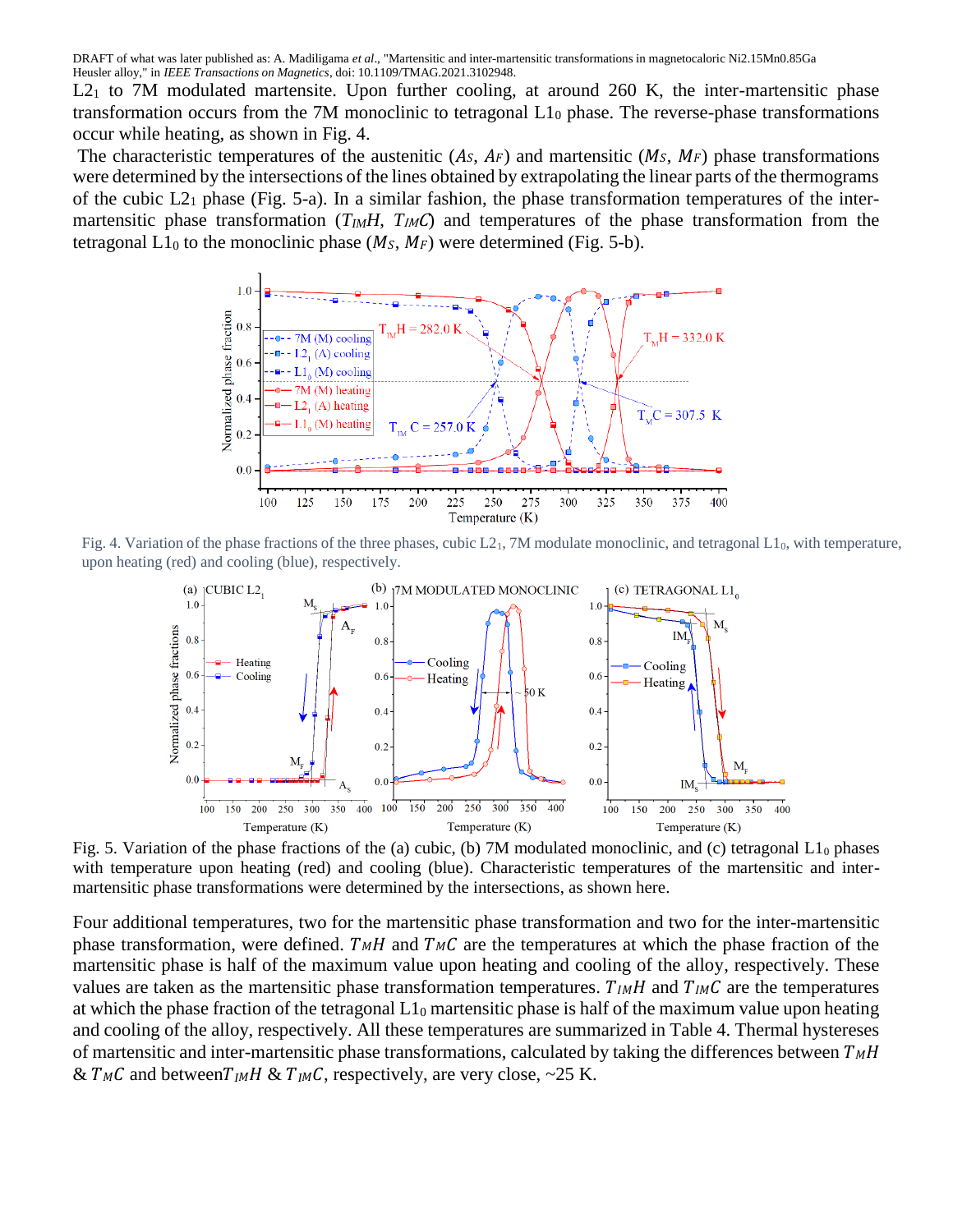$L2_1$ to 7M modulated martensite. Upon further cooling, at around 260 K, the inter-martensitic phase transformation occurs from the 7M monoclinic to tetragonal $L1_0$ phase. The reverse-phase transformations occur while heating, as shown in Fig. 4.

The characteristic temperatures of the austenitic ($A_S$, $A_F$) and martensitic ($M_S$, $M_F$) phase transformations were determined by the intersections of the lines obtained by extrapolating the linear parts of the thermograms of the cubic $L2_1$ phase (Fig. 5-a). In a similar fashion, the phase transformation temperatures of the inter-martensitic phase transformation ($T_{IM}H$, $T_{IM}C$) and temperatures of the phase transformation from the tetragonal $L1_0$ to the monoclinic phase ($M_S$, $M_F$) were determined (Fig. 5-b).

Fig. 4. Variation of the phase fractions of the three phases, cubic $L2_1$, 7M modulate monoclinic, and tetragonal $L1_0$, with temperature, upon heating (red) and cooling (blue), respectively.

Fig. 5. Variation of the phase fractions of the (a) cubic, (b) 7M modulated monoclinic, and (c) tetragonal $L1_0$ phases with temperature upon heating (red) and cooling (blue). Characteristic temperatures of the martensitic and inter-martensitic phase transformations were determined by the intersections, as shown here.

Four additional temperatures, two for the martensitic phase transformation and two for the inter-martensitic phase transformation, were defined. $T_{M}H$ and $T_{M}C$ are the temperatures at which the phase fraction of the martensitic phase is half of the maximum value upon heating and cooling of the alloy, respectively. These values are taken as the martensitic phase transformation temperatures. $T_{IM}H$ and $T_{IM}C$ are the temperatures at which the phase fraction of the tetragonal $L1_0$ martensitic phase is half of the maximum value upon heating and cooling of the alloy, respectively. All these temperatures are summarized in Table 4. Thermal hystereses of martensitic and inter-martensitic phase transformations, calculated by taking the differences between $T_{M}H$ & $T_{M}C$ and between $T_{IM}H$ & $T_{IM}C$, respectively, are very close, ~25 K.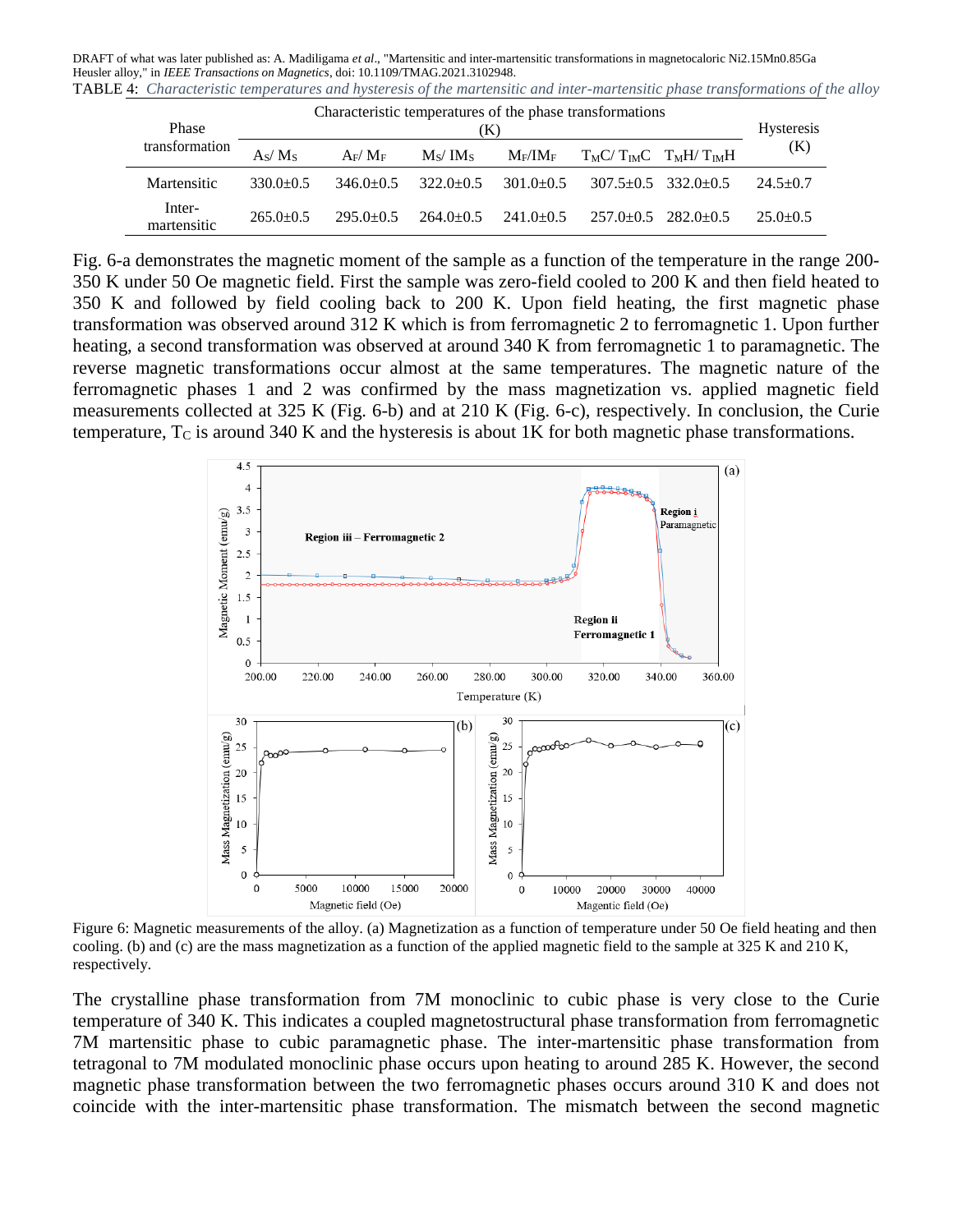TABLE 4: *Characteristic temperatures and hysteresis of the martensitic and inter-martensitic phase transformations of the alloy*

| Phase transformation | Characteristic temperatures of the phase transformations (K) | | | | | | Hysteresis (K) |
|---|---|---|---|---|---|---|---|
| | $A_S$/ $M_S$ | $A_F$/ $M_F$ | $M_S$/ $IM_S$ | $M_F$/$IM_F$ | $T_MC$/ $T_{IM}C$ | $T_MH$/ $T_{IM}H$ | |
| Martensitic | 330.0±0.5 | 346.0±0.5 | 322.0±0.5 | 301.0±0.5 | 307.5±0.5 | 332.0±0.5 | 24.5±0.7 |
| Inter-martensitic | 265.0±0.5 | 295.0±0.5 | 264.0±0.5 | 241.0±0.5 | 257.0±0.5 | 282.0±0.5 | 25.0±0.5 |

Fig. 6-a demonstrates the magnetic moment of the sample as a function of the temperature in the range 200-350 K under 50 Oe magnetic field. First the sample was zero-field cooled to 200 K and then field heated to 350 K and followed by field cooling back to 200 K. Upon field heating, the first magnetic phase transformation was observed around 312 K which is from ferromagnetic 2 to ferromagnetic 1. Upon further heating, a second transformation was observed at around 340 K from ferromagnetic 1 to paramagnetic. The reverse magnetic transformations occur almost at the same temperatures. The magnetic nature of the ferromagnetic phases 1 and 2 was confirmed by the mass magnetization vs. applied magnetic field measurements collected at 325 K (Fig. 6-b) and at 210 K (Fig. 6-c), respectively. In conclusion, the Curie temperature, $T_C$ is around 340 K and the hysteresis is about 1K for both magnetic phase transformations.

Figure 6: Magnetic measurements of the alloy. (a) Magnetization as a function of temperature under 50 Oe field heating and then cooling. (b) and (c) are the mass magnetization as a function of the applied magnetic field to the sample at 325 K and 210 K, respectively.

The crystalline phase transformation from 7M monoclinic to cubic phase is very close to the Curie temperature of 340 K. This indicates a coupled magnetostructural phase transformation from ferromagnetic 7M martensitic phase to cubic paramagnetic phase. The inter-martensitic phase transformation from tetragonal to 7M modulated monoclinic phase occurs upon heating to around 285 K. However, the second magnetic phase transformation between the two ferromagnetic phases occurs around 310 K and does not coincide with the inter-martensitic phase transformation. The mismatch between the second magnetic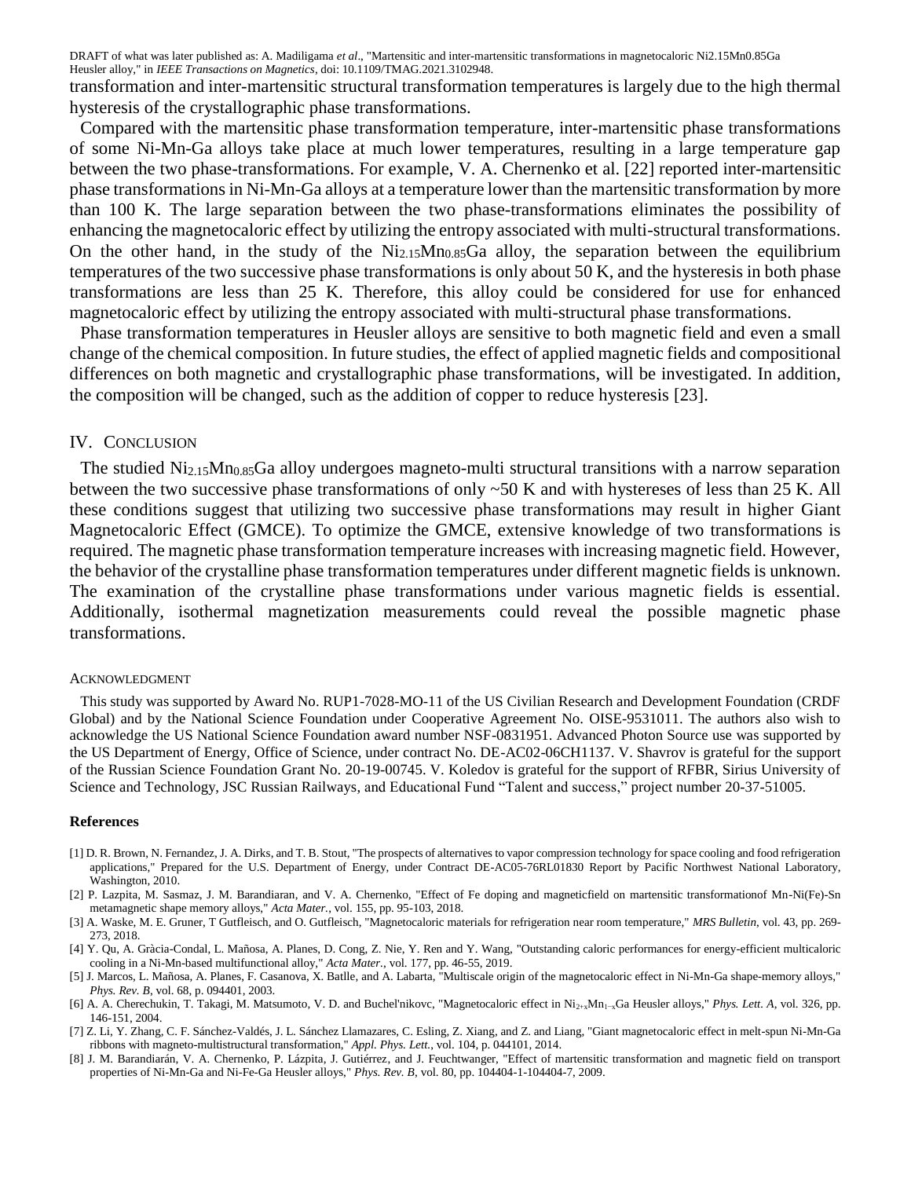transformation and inter-martensitic structural transformation temperatures is largely due to the high thermal hysteresis of the crystallographic phase transformations.

Compared with the martensitic phase transformation temperature, inter-martensitic phase transformations of some Ni-Mn-Ga alloys take place at much lower temperatures, resulting in a large temperature gap between the two phase-transformations. For example, V. A. Chernenko et al. [22] reported inter-martensitic phase transformations in Ni-Mn-Ga alloys at a temperature lower than the martensitic transformation by more than 100 K. The large separation between the two phase-transformations eliminates the possibility of enhancing the magnetocaloric effect by utilizing the entropy associated with multi-structural transformations. On the other hand, in the study of the $Ni_{2.15}Mn_{0.85}Ga$ alloy, the separation between the equilibrium temperatures of the two successive phase transformations is only about 50 K, and the hysteresis in both phase transformations are less than 25 K. Therefore, this alloy could be considered for use for enhanced magnetocaloric effect by utilizing the entropy associated with multi-structural phase transformations.

Phase transformation temperatures in Heusler alloys are sensitive to both magnetic field and even a small change of the chemical composition. In future studies, the effect of applied magnetic fields and compositional differences on both magnetic and crystallographic phase transformations, will be investigated. In addition, the composition will be changed, such as the addition of copper to reduce hysteresis [23].

## IV. Conclusion

The studied $Ni_{2.15}Mn_{0.85}Ga$ alloy undergoes magneto-multi structural transitions with a narrow separation between the two successive phase transformations of only ~50 K and with hystereses of less than 25 K. All these conditions suggest that utilizing two successive phase transformations may result in higher Giant Magnetocaloric Effect (GMCE). To optimize the GMCE, extensive knowledge of two transformations is required. The magnetic phase transformation temperature increases with increasing magnetic field. However, the behavior of the crystalline phase transformation temperatures under different magnetic fields is unknown. The examination of the crystalline phase transformations under various magnetic fields is essential. Additionally, isothermal magnetization measurements could reveal the possible magnetic phase transformations.

### Acknowledgment

This study was supported by Award No. RUP1-7028-MO-11 of the US Civilian Research and Development Foundation (CRDF Global) and by the National Science Foundation under Cooperative Agreement No. OISE-9531011. The authors also wish to acknowledge the US National Science Foundation award number NSF-0831951. Advanced Photon Source use was supported by the US Department of Energy, Office of Science, under contract No. DE-AC02-06CH1137. V. Shavrov is grateful for the support of the Russian Science Foundation Grant No. 20-19-00745. V. Koledov is grateful for the support of RFBR, Sirius University of Science and Technology, JSC Russian Railways, and Educational Fund "Talent and success," project number 20-37-51005.

### References

[1] D. R. Brown, N. Fernandez, J. A. Dirks, and T. B. Stout, "The prospects of alternatives to vapor compression technology for space cooling and food refrigeration applications," Prepared for the U.S. Department of Energy, under Contract DE-AC05-76RL01830 Report by Pacific Northwest National Laboratory, Washington, 2010.

[2] P. Lazpita, M. Sasmaz, J. M. Barandiaran, and V. A. Chernenko, "Effect of Fe doping and magneticfield on martensitic transformationof Mn-Ni(Fe)-Sn metamagnetic shape memory alloys," *Acta Mater.*, vol. 155, pp. 95-103, 2018.

[3] A. Waske, M. E. Gruner, T Gutfleisch, and O. Gutfleisch, "Magnetocaloric materials for refrigeration near room temperature," *MRS Bulletin*, vol. 43, pp. 269-273, 2018.

[4] Y. Qu, A. Gràcia-Condal, L. Mañosa, A. Planes, D. Cong, Z. Nie, Y. Ren and Y. Wang, "Outstanding caloric performances for energy-efficient multicaloric cooling in a Ni-Mn-based multifunctional alloy," *Acta Mater.*, vol. 177, pp. 46-55, 2019.

[5] J. Marcos, L. Mañosa, A. Planes, F. Casanova, X. Batlle, and A. Labarta, "Multiscale origin of the magnetocaloric effect in Ni-Mn-Ga shape-memory alloys," *Phys. Rev. B*, vol. 68, p. 094401, 2003.

[6] A. A. Cherechukin, T. Takagi, M. Matsumoto, V. D. and Buchel'nikovc, "Magnetocaloric effect in $Ni_{2+x}Mn_{1-x}Ga$ Heusler alloys," *Phys. Lett. A*, vol. 326, pp. 146-151, 2004.

[7] Z. Li, Y. Zhang, C. F. Sánchez-Valdés, J. L. Sánchez Llamazares, C. Esling, Z. Xiang, and Z. and Liang, "Giant magnetocaloric effect in melt-spun Ni-Mn-Ga ribbons with magneto-multistructural transformation," *Appl. Phys. Lett.*, vol. 104, p. 044101, 2014.

[8] J. M. Barandiarán, V. A. Chernenko, P. Lázpita, J. Gutiérrez, and J. Feuchtwanger, "Effect of martensitic transformation and magnetic field on transport properties of Ni-Mn-Ga and Ni-Fe-Ga Heusler alloys," *Phys. Rev. B*, vol. 80, pp. 104404-1-104404-7, 2009.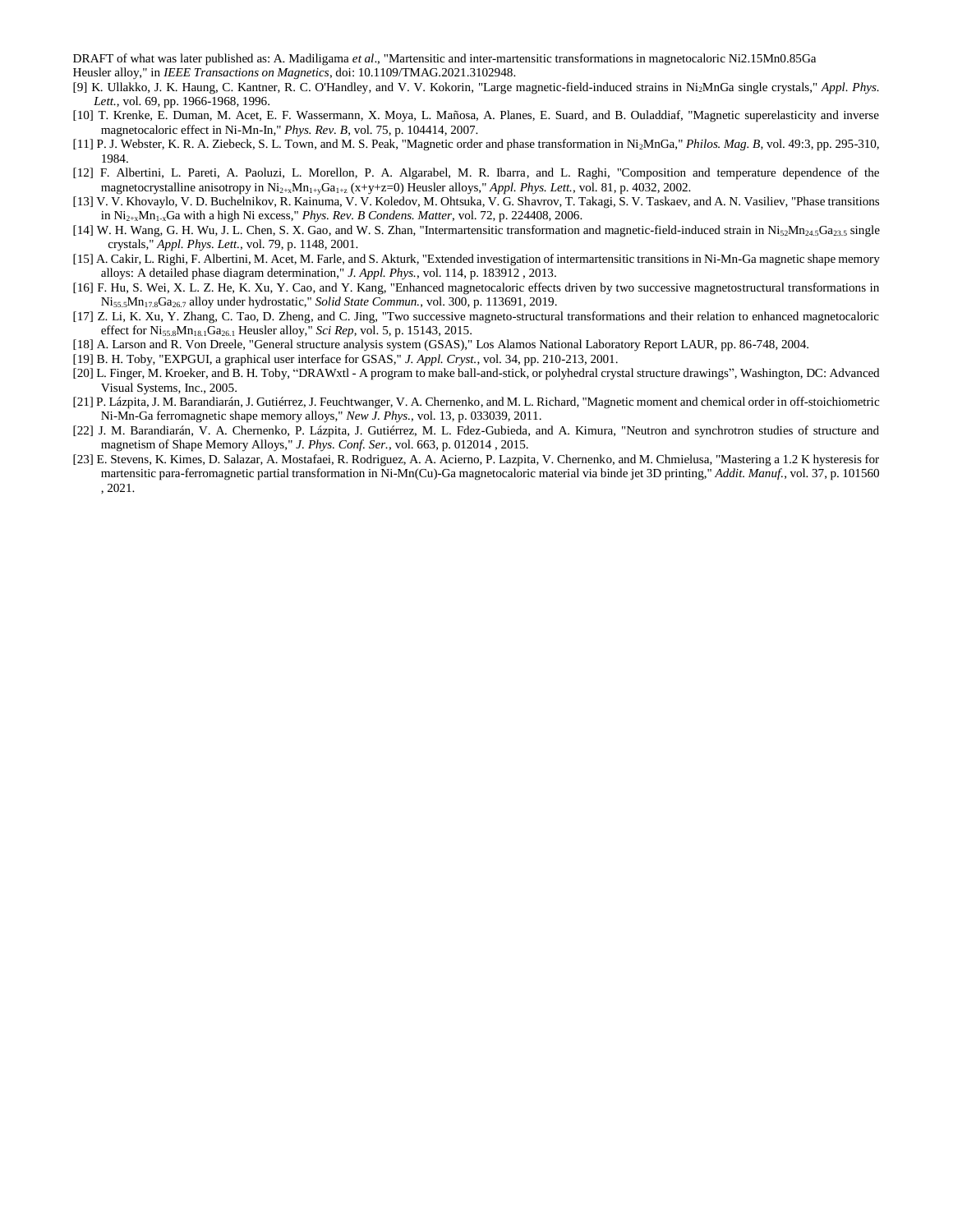[9] K. Ullakko, J. K. Haung, C. Kantner, R. C. O'Handley, and V. V. Kokorin, "Large magnetic-field-induced strains in $Ni_2MnGa$ single crystals," *Appl. Phys. Lett.*, vol. 69, pp. 1966-1968, 1996.

[10] T. Krenke, E. Duman, M. Acet, E. F. Wassermann, X. Moya, L. Mañosa, A. Planes, E. Suard, and B. Ouladdiaf, "Magnetic superelasticity and inverse magnetocaloric effect in Ni-Mn-In," *Phys. Rev. B*, vol. 75, p. 104414, 2007.

[11] P. J. Webster, K. R. A. Ziebeck, S. L. Town, and M. S. Peak, "Magnetic order and phase transformation in $Ni_2MnGa$," *Philos. Mag. B*, vol. 49:3, pp. 295-310, 1984.

[12] F. Albertini, L. Pareti, A. Paoluzi, L. Morellon, P. A. Algarabel, M. R. Ibarra, and L. Raghi, "Composition and temperature dependence of the magnetocrystalline anisotropy in $Ni_{2+x}Mn_{1+y}Ga_{1+z}$ (x+y+z=0) Heusler alloys," *Appl. Phys. Lett.*, vol. 81, p. 4032, 2002.

[13] V. V. Khovaylo, V. D. Buchelnikov, R. Kainuma, V. V. Koledov, M. Ohtsuka, V. G. Shavrov, T. Takagi, S. V. Taskaev, and A. N. Vasiliev, "Phase transitions in $Ni_{2+x}Mn_{1-x}Ga$ with a high Ni excess," *Phys. Rev. B Condens. Matter*, vol. 72, p. 224408, 2006.

[14] W. H. Wang, G. H. Wu, J. L. Chen, S. X. Gao, and W. S. Zhan, "Intermartensitic transformation and magnetic-field-induced strain in $Ni_{52}Mn_{24.5}Ga_{23.5}$ single crystals," *Appl. Phys. Lett.*, vol. 79, p. 1148, 2001.

[15] A. Cakir, L. Righi, F. Albertini, M. Acet, M. Farle, and S. Akturk, "Extended investigation of intermartensitic transitions in Ni-Mn-Ga magnetic shape memory alloys: A detailed phase diagram determination," *J. Appl. Phys.*, vol. 114, p. 183912 , 2013.

[16] F. Hu, S. Wei, X. L. Z. He, K. Xu, Y. Cao, and Y. Kang, "Enhanced magnetocaloric effects driven by two successive magnetostructural transformations in $Ni_{55.5}Mn_{17.8}Ga_{26.7}$ alloy under hydrostatic," *Solid State Commun.*, vol. 300, p. 113691, 2019.

[17] Z. Li, K. Xu, Y. Zhang, C. Tao, D. Zheng, and C. Jing, "Two successive magneto-structural transformations and their relation to enhanced magnetocaloric effect for $Ni_{55.8}Mn_{18.1}Ga_{26.1}$ Heusler alloy," *Sci Rep*, vol. 5, p. 15143, 2015.

[18] A. Larson and R. Von Dreele, "General structure analysis system (GSAS)," Los Alamos National Laboratory Report LAUR, pp. 86-748, 2004.

[19] B. H. Toby, "EXPGUI, a graphical user interface for GSAS," *J. Appl. Cryst.*, vol. 34, pp. 210-213, 2001.

[20] L. Finger, M. Kroeker, and B. H. Toby, "DRAWxtl - A program to make ball-and-stick, or polyhedral crystal structure drawings", Washington, DC: Advanced Visual Systems, Inc., 2005.

[21] P. Lázpita, J. M. Barandiarán, J. Gutiérrez, J. Feuchtwanger, V. A. Chernenko, and M. L. Richard, "Magnetic moment and chemical order in off-stoichiometric Ni-Mn-Ga ferromagnetic shape memory alloys," *New J. Phys.*, vol. 13, p. 033039, 2011.

[22] J. M. Barandiarán, V. A. Chernenko, P. Lázpita, J. Gutiérrez, M. L. Fdez-Gubieda, and A. Kimura, "Neutron and synchrotron studies of structure and magnetism of Shape Memory Alloys," *J. Phys. Conf. Ser.*, vol. 663, p. 012014 , 2015.

[23] E. Stevens, K. Kimes, D. Salazar, A. Mostafaei, R. Rodriguez, A. A. Acierno, P. Lazpita, V. Chernenko, and M. Chmielusa, "Mastering a 1.2 K hysteresis for martensitic para-ferromagnetic partial transformation in Ni-Mn(Cu)-Ga magnetocaloric material via binde jet 3D printing," *Addit. Manuf.*, vol. 37, p. 101560 , 2021.